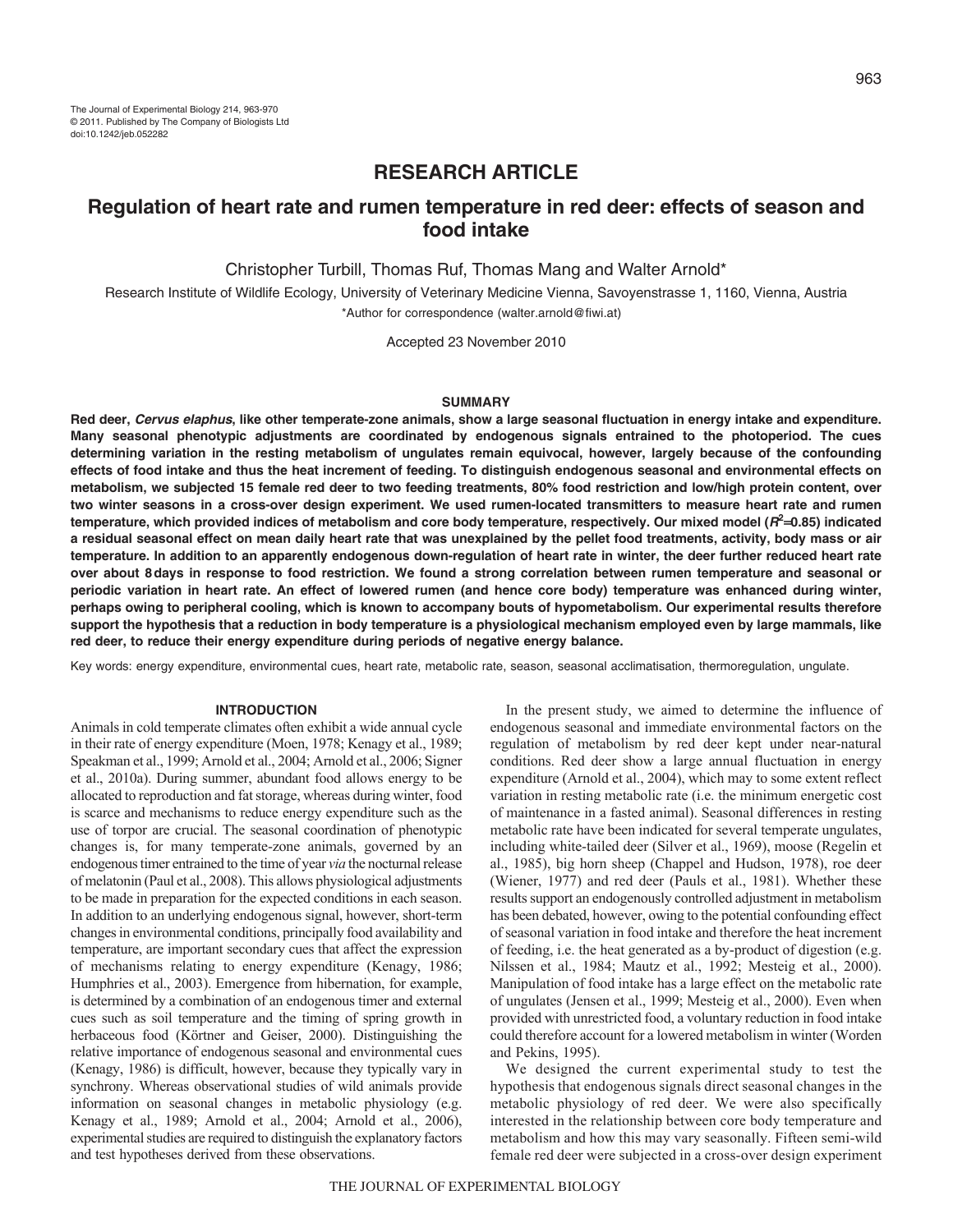# RESEARCH ARTICLE

## Regulation of heart rate and rumen temperature in red deer: effects of season and food intake

Christopher Turbill, Thomas Ruf, Thomas Mang and Walter Arnold*

Research Institute of Wildlife Ecology, University of Veterinary Medicine Vienna, Savoyenstrasse 1, 1160, Vienna, Austria

*Author for correspondence (walter.arnold@fiwi.at)

Accepted 23 November 2010

### SUMMARY

**Red deer, *Cervus elaphus*, like other temperate-zone animals, show a large seasonal fluctuation in energy intake and expenditure. Many seasonal phenotypic adjustments are coordinated by endogenous signals entrained to the photoperiod. The cues determining variation in the resting metabolism of ungulates remain equivocal, however, largely because of the confounding effects of food intake and thus the heat increment of feeding. To distinguish endogenous seasonal and environmental effects on metabolism, we subjected 15 female red deer to two feeding treatments, 80% food restriction and low/high protein content, over two winter seasons in a cross-over design experiment. We used rumen-located transmitters to measure heart rate and rumen temperature, which provided indices of metabolism and core body temperature, respectively. Our mixed model ($R^2$=0.85) indicated a residual seasonal effect on mean daily heart rate that was unexplained by the pellet food treatments, activity, body mass or air temperature. In addition to an apparently endogenous down-regulation of heart rate in winter, the deer further reduced heart rate over about 8 days in response to food restriction. We found a strong correlation between rumen temperature and seasonal or periodic variation in heart rate. An effect of lowered rumen (and hence core body) temperature was enhanced during winter, perhaps owing to peripheral cooling, which is known to accompany bouts of hypometabolism. Our experimental results therefore support the hypothesis that a reduction in body temperature is a physiological mechanism employed even by large mammals, like red deer, to reduce their energy expenditure during periods of negative energy balance.**

Key words: energy expenditure, environmental cues, heart rate, metabolic rate, season, seasonal acclimatisation, thermoregulation, ungulate.

### INTRODUCTION

Animals in cold temperate climates often exhibit a wide annual cycle in their rate of energy expenditure (Moen, 1978; Kenagy et al., 1989; Speakman et al., 1999; Arnold et al., 2004; Arnold et al., 2006; Signer et al., 2010a). During summer, abundant food allows energy to be allocated to reproduction and fat storage, whereas during winter, food is scarce and mechanisms to reduce energy expenditure such as the use of torpor are crucial. The seasonal coordination of phenotypic changes is, for many temperate-zone animals, governed by an endogenous timer entrained to the time of year *via* the nocturnal release of melatonin (Paul et al., 2008). This allows physiological adjustments to be made in preparation for the expected conditions in each season. In addition to an underlying endogenous signal, however, short-term changes in environmental conditions, principally food availability and temperature, are important secondary cues that affect the expression of mechanisms relating to energy expenditure (Kenagy, 1986; Humphries et al., 2003). Emergence from hibernation, for example, is determined by a combination of an endogenous timer and external cues such as soil temperature and the timing of spring growth in herbaceous food (Körtner and Geiser, 2000). Distinguishing the relative importance of endogenous seasonal and environmental cues (Kenagy, 1986) is difficult, however, because they typically vary in synchrony. Whereas observational studies of wild animals provide information on seasonal changes in metabolic physiology (e.g. Kenagy et al., 1989; Arnold et al., 2004; Arnold et al., 2006), experimental studies are required to distinguish the explanatory factors and test hypotheses derived from these observations.

In the present study, we aimed to determine the influence of endogenous seasonal and immediate environmental factors on the regulation of metabolism by red deer kept under near-natural conditions. Red deer show a large annual fluctuation in energy expenditure (Arnold et al., 2004), which may to some extent reflect variation in resting metabolic rate (i.e. the minimum energetic cost of maintenance in a fasted animal). Seasonal differences in resting metabolic rate have been indicated for several temperate ungulates, including white-tailed deer (Silver et al., 1969), moose (Regelin et al., 1985), big horn sheep (Chappel and Hudson, 1978), roe deer (Wiener, 1977) and red deer (Pauls et al., 1981). Whether these results support an endogenously controlled adjustment in metabolism has been debated, however, owing to the potential confounding effect of seasonal variation in food intake and therefore the heat increment of feeding, i.e. the heat generated as a by-product of digestion (e.g. Nilssen et al., 1984; Mautz et al., 1992; Mesteig et al., 2000). Manipulation of food intake has a large effect on the metabolic rate of ungulates (Jensen et al., 1999; Mesteig et al., 2000). Even when provided with unrestricted food, a voluntary reduction in food intake could therefore account for a lowered metabolism in winter (Worden and Pekins, 1995).

We designed the current experimental study to test the hypothesis that endogenous signals direct seasonal changes in the metabolic physiology of red deer. We were also specifically interested in the relationship between core body temperature and metabolism and how this may vary seasonally. Fifteen semi-wild female red deer were subjected in a cross-over design experiment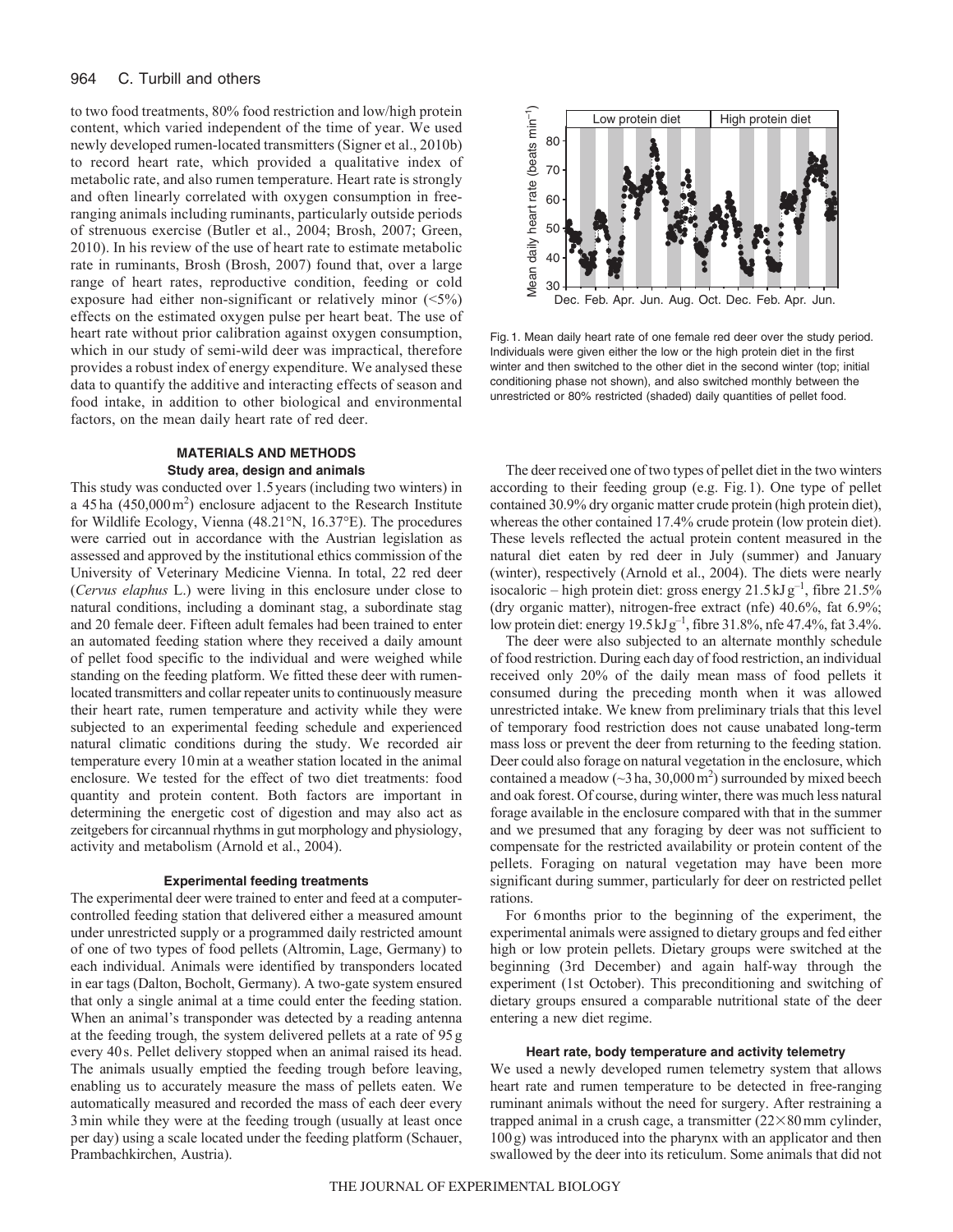to two food treatments, 80% food restriction and low/high protein content, which varied independent of the time of year. We used newly developed rumen-located transmitters (Signer et al., 2010b) to record heart rate, which provided a qualitative index of metabolic rate, and also rumen temperature. Heart rate is strongly and often linearly correlated with oxygen consumption in free-ranging animals including ruminants, particularly outside periods of strenuous exercise (Butler et al., 2004; Brosh, 2007; Green, 2010). In his review of the use of heart rate to estimate metabolic rate in ruminants, Brosh (Brosh, 2007) found that, over a large range of heart rates, reproductive condition, feeding or cold exposure had either non-significant or relatively minor (<5%) effects on the estimated oxygen pulse per heart beat. The use of heart rate without prior calibration against oxygen consumption, which in our study of semi-wild deer was impractical, therefore provides a robust index of energy expenditure. We analysed these data to quantify the additive and interacting effects of season and food intake, in addition to other biological and environmental factors, on the mean daily heart rate of red deer.

## MATERIALS AND METHODS

### Study area, design and animals

This study was conducted over 1.5 years (including two winters) in a 45 ha (450,000 m$^2$) enclosure adjacent to the Research Institute for Wildlife Ecology, Vienna (48.21°N, 16.37°E). The procedures were carried out in accordance with the Austrian legislation as assessed and approved by the institutional ethics commission of the University of Veterinary Medicine Vienna. In total, 22 red deer (*Cervus elaphus* L.) were living in this enclosure under close to natural conditions, including a dominant stag, a subordinate stag and 20 female deer. Fifteen adult females had been trained to enter an automated feeding station where they received a daily amount of pellet food specific to the individual and were weighed while standing on the feeding platform. We fitted these deer with rumen-located transmitters and collar repeater units to continuously measure their heart rate, rumen temperature and activity while they were subjected to an experimental feeding schedule and experienced natural climatic conditions during the study. We recorded air temperature every 10 min at a weather station located in the animal enclosure. We tested for the effect of two diet treatments: food quantity and protein content. Both factors are important in determining the energetic cost of digestion and may also act as zeitgebers for circannual rhythms in gut morphology and physiology, activity and metabolism (Arnold et al., 2004).

### Experimental feeding treatments

The experimental deer were trained to enter and feed at a computer-controlled feeding station that delivered either a measured amount under unrestricted supply or a programmed daily restricted amount of one of two types of food pellets (Altromin, Lage, Germany) to each individual. Animals were identified by transponders located in ear tags (Dalton, Bocholt, Germany). A two-gate system ensured that only a single animal at a time could enter the feeding station. When an animal's transponder was detected by a reading antenna at the feeding trough, the system delivered pellets at a rate of 95 g every 40 s. Pellet delivery stopped when an animal raised its head. The animals usually emptied the feeding trough before leaving, enabling us to accurately measure the mass of pellets eaten. We automatically measured and recorded the mass of each deer every 3 min while they were at the feeding trough (usually at least once per day) using a scale located under the feeding platform (Schauer, Prambachkirchen, Austria).

Fig. 1. Mean daily heart rate of one female red deer over the study period. Individuals were given either the low or the high protein diet in the first winter and then switched to the other diet in the second winter (top; initial conditioning phase not shown), and also switched monthly between the unrestricted or 80% restricted (shaded) daily quantities of pellet food.

The deer received one of two types of pellet diet in the two winters according to their feeding group (e.g. Fig. 1). One type of pellet contained 30.9% dry organic matter crude protein (high protein diet), whereas the other contained 17.4% crude protein (low protein diet). These levels reflected the actual protein content measured in the natural diet eaten by red deer in July (summer) and January (winter), respectively (Arnold et al., 2004). The diets were nearly isocaloric – high protein diet: gross energy 21.5 kJ g$^{-1}$, fibre 21.5% (dry organic matter), nitrogen-free extract (nfe) 40.6%, fat 6.9%; low protein diet: energy 19.5 kJ g$^{-1}$, fibre 31.8%, nfe 47.4%, fat 3.4%.

The deer were also subjected to an alternate monthly schedule of food restriction. During each day of food restriction, an individual received only 20% of the daily mean mass of food pellets it consumed during the preceding month when it was allowed unrestricted intake. We knew from preliminary trials that this level of temporary food restriction does not cause unabated long-term mass loss or prevent the deer from returning to the feeding station. Deer could also forage on natural vegetation in the enclosure, which contained a meadow (~3 ha, 30,000 m$^2$) surrounded by mixed beech and oak forest. Of course, during winter, there was much less natural forage available in the enclosure compared with that in the summer and we presumed that any foraging by deer was not sufficient to compensate for the restricted availability or protein content of the pellets. Foraging on natural vegetation may have been more significant during summer, particularly for deer on restricted pellet rations.

For 6 months prior to the beginning of the experiment, the experimental animals were assigned to dietary groups and fed either high or low protein pellets. Dietary groups were switched at the beginning (3rd December) and again half-way through the experiment (1st October). This preconditioning and switching of dietary groups ensured a comparable nutritional state of the deer entering a new diet regime.

### Heart rate, body temperature and activity telemetry

We used a newly developed rumen telemetry system that allows heart rate and rumen temperature to be detected in free-ranging ruminant animals without the need for surgery. After restraining a trapped animal in a crush cage, a transmitter (22×80 mm cylinder, 100 g) was introduced into the pharynx with an applicator and then swallowed by the deer into its reticulum. Some animals that did not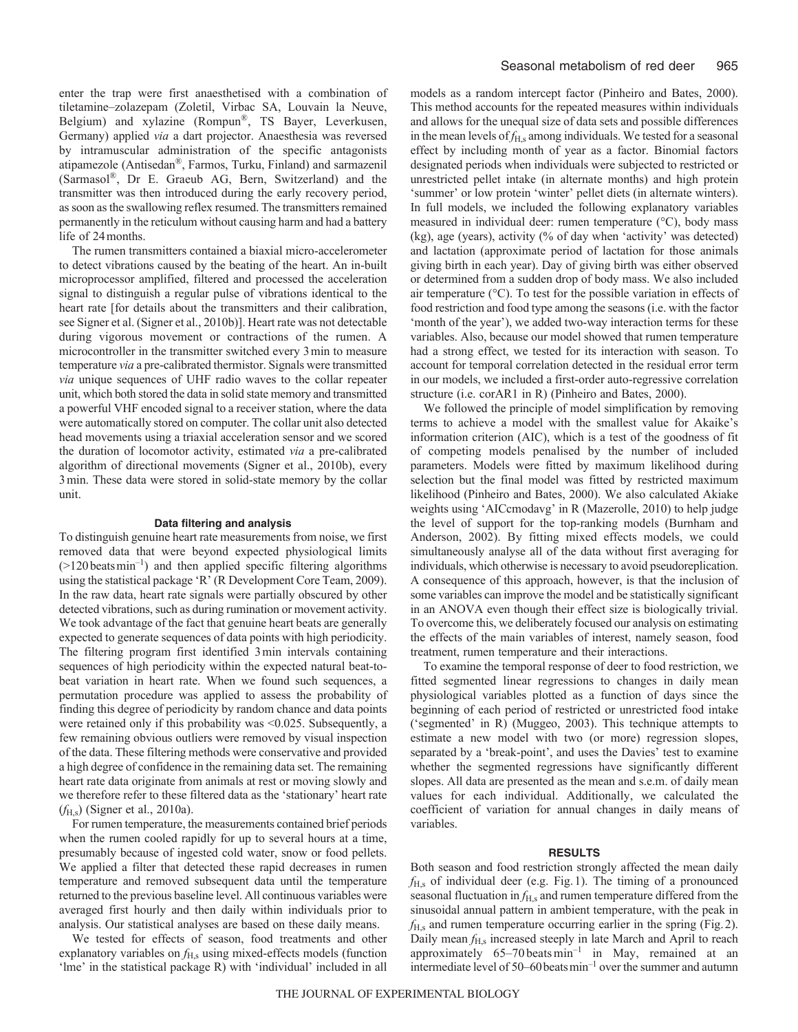enter the trap were first anaesthetised with a combination of tiletamine–zolazepam (Zoletil, Virbac SA, Louvain la Neuve, Belgium) and xylazine (Rompun®, TS Bayer, Leverkusen, Germany) applied *via* a dart projector. Anaesthesia was reversed by intramuscular administration of the specific antagonists atipamezole (Antisedan®, Farmos, Turku, Finland) and sarmazenil (Sarmasol®, Dr E. Graeub AG, Bern, Switzerland) and the transmitter was then introduced during the early recovery period, as soon as the swallowing reflex resumed. The transmitters remained permanently in the reticulum without causing harm and had a battery life of 24 months.

The rumen transmitters contained a biaxial micro-accelerometer to detect vibrations caused by the beating of the heart. An in-built microprocessor amplified, filtered and processed the acceleration signal to distinguish a regular pulse of vibrations identical to the heart rate [for details about the transmitters and their calibration, see Signer et al. (Signer et al., 2010b)]. Heart rate was not detectable during vigorous movement or contractions of the rumen. A microcontroller in the transmitter switched every 3 min to measure temperature *via* a pre-calibrated thermistor. Signals were transmitted *via* unique sequences of UHF radio waves to the collar repeater unit, which both stored the data in solid state memory and transmitted a powerful VHF encoded signal to a receiver station, where the data were automatically stored on computer. The collar unit also detected head movements using a triaxial acceleration sensor and we scored the duration of locomotor activity, estimated *via* a pre-calibrated algorithm of directional movements (Signer et al., 2010b), every 3 min. These data were stored in solid-state memory by the collar unit.

### Data filtering and analysis

To distinguish genuine heart rate measurements from noise, we first removed data that were beyond expected physiological limits (>120 beats min$^{-1}$) and then applied specific filtering algorithms using the statistical package 'R' (R Development Core Team, 2009). In the raw data, heart rate signals were partially obscured by other detected vibrations, such as during rumination or movement activity. We took advantage of the fact that genuine heart beats are generally expected to generate sequences of data points with high periodicity. The filtering program first identified 3 min intervals containing sequences of high periodicity within the expected natural beat-to-beat variation in heart rate. When we found such sequences, a permutation procedure was applied to assess the probability of finding this degree of periodicity by random chance and data points were retained only if this probability was <0.025. Subsequently, a few remaining obvious outliers were removed by visual inspection of the data. These filtering methods were conservative and provided a high degree of confidence in the remaining data set. The remaining heart rate data originate from animals at rest or moving slowly and we therefore refer to these filtered data as the 'stationary' heart rate ($f_{H,s}$) (Signer et al., 2010a).

For rumen temperature, the measurements contained brief periods when the rumen cooled rapidly for up to several hours at a time, presumably because of ingested cold water, snow or food pellets. We applied a filter that detected these rapid decreases in rumen temperature and removed subsequent data until the temperature returned to the previous baseline level. All continuous variables were averaged first hourly and then daily within individuals prior to analysis. Our statistical analyses are based on these daily means.

We tested for effects of season, food treatments and other explanatory variables on $f_{H,s}$ using mixed-effects models (function 'lme' in the statistical package R) with 'individual' included in all models as a random intercept factor (Pinheiro and Bates, 2000). This method accounts for the repeated measures within individuals and allows for the unequal size of data sets and possible differences in the mean levels of $f_{H,s}$ among individuals. We tested for a seasonal effect by including month of year as a factor. Binomial factors designated periods when individuals were subjected to restricted or unrestricted pellet intake (in alternate months) and high protein 'summer' or low protein 'winter' pellet diets (in alternate winters). In full models, we included the following explanatory variables measured in individual deer: rumen temperature (°C), body mass (kg), age (years), activity (% of day when 'activity' was detected) and lactation (approximate period of lactation for those animals giving birth in each year). Day of giving birth was either observed or determined from a sudden drop of body mass. We also included air temperature (°C). To test for the possible variation in effects of food restriction and food type among the seasons (i.e. with the factor 'month of the year'), we added two-way interaction terms for these variables. Also, because our model showed that rumen temperature had a strong effect, we tested for its interaction with season. To account for temporal correlation detected in the residual error term in our models, we included a first-order auto-regressive correlation structure (i.e. corAR1 in R) (Pinheiro and Bates, 2000).

We followed the principle of model simplification by removing terms to achieve a model with the smallest value for Akaike's information criterion (AIC), which is a test of the goodness of fit of competing models penalised by the number of included parameters. Models were fitted by maximum likelihood during selection but the final model was fitted by restricted maximum likelihood (Pinheiro and Bates, 2000). We also calculated Akiake weights using 'AICcmodavg' in R (Mazerolle, 2010) to help judge the level of support for the top-ranking models (Burnham and Anderson, 2002). By fitting mixed effects models, we could simultaneously analyse all of the data without first averaging for individuals, which otherwise is necessary to avoid pseudoreplication. A consequence of this approach, however, is that the inclusion of some variables can improve the model and be statistically significant in an ANOVA even though their effect size is biologically trivial. To overcome this, we deliberately focused our analysis on estimating the effects of the main variables of interest, namely season, food treatment, rumen temperature and their interactions.

To examine the temporal response of deer to food restriction, we fitted segmented linear regressions to changes in daily mean physiological variables plotted as a function of days since the beginning of each period of restricted or unrestricted food intake ('segmented' in R) (Muggeo, 2003). This technique attempts to estimate a new model with two (or more) regression slopes, separated by a 'break-point', and uses the Davies' test to examine whether the segmented regressions have significantly different slopes. All data are presented as the mean and s.e.m. of daily mean values for each individual. Additionally, we calculated the coefficient of variation for annual changes in daily means of variables.

## RESULTS

Both season and food restriction strongly affected the mean daily $f_{H,s}$ of individual deer (e.g. Fig. 1). The timing of a pronounced seasonal fluctuation in $f_{H,s}$ and rumen temperature differed from the sinusoidal annual pattern in ambient temperature, with the peak in $f_{H,s}$ and rumen temperature occurring earlier in the spring (Fig. 2). Daily mean $f_{H,s}$ increased steeply in late March and April to reach approximately 65–70 beats min$^{-1}$ in May, remained at an intermediate level of 50–60 beats min$^{-1}$ over the summer and autumn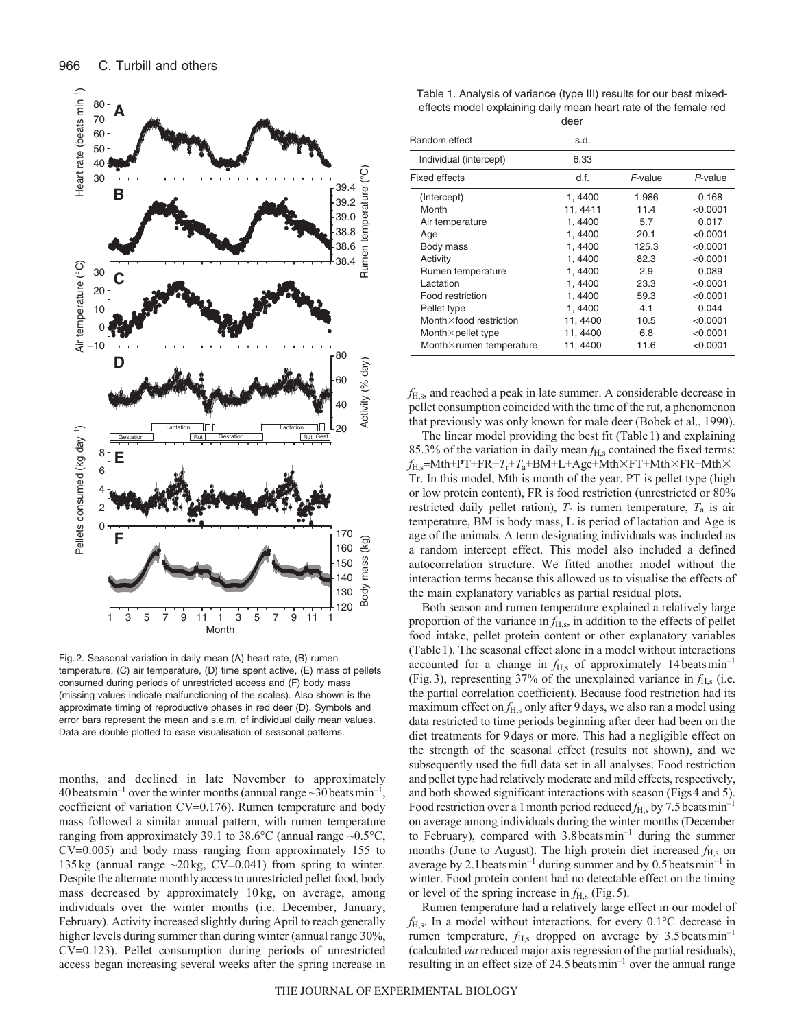Fig. 2. Seasonal variation in daily mean (A) heart rate, (B) rumen temperature, (C) air temperature, (D) time spent active, (E) mass of pellets consumed during periods of unrestricted access and (F) body mass (missing values indicate malfunctioning of the scales). Also shown is the approximate timing of reproductive phases in red deer (D). Symbols and error bars represent the mean and s.e.m. of individual daily mean values. Data are double plotted to ease visualisation of seasonal patterns.

months, and declined in late November to approximately 40 beats min$^{-1}$ over the winter months (annual range ~30 beats min$^{-1}$, coefficient of variation CV=0.176). Rumen temperature and body mass followed a similar annual pattern, with rumen temperature ranging from approximately 39.1 to 38.6°C (annual range ~0.5°C, CV=0.005) and body mass ranging from approximately 155 to 135 kg (annual range ~20 kg, CV=0.041) from spring to winter. Despite the alternate monthly access to unrestricted pellet food, body mass decreased by approximately 10 kg, on average, among individuals over the winter months (i.e. December, January, February). Activity increased slightly during April to reach generally higher levels during summer than during winter (annual range 30%, CV=0.123). Pellet consumption during periods of unrestricted access began increasing several weeks after the spring increase in $f_{H,s}$, and reached a peak in late summer. A considerable decrease in pellet consumption coincided with the time of the rut, a phenomenon that previously was only known for male deer (Bobek et al., 1990).

Table 1. Analysis of variance (type III) results for our best mixed-effects model explaining daily mean heart rate of the female red deer

| Random effect | s.d. | | |
|---|---|---|---|
| Individual (intercept) | 6.33 | | |
| **Fixed effects** | **d.f.** | ***F*-value** | ***P*-value** |
| (Intercept) | 1, 4400 | 1.986 | 0.168 |
| Month | 11, 4411 | 11.4 | <0.0001 |
| Air temperature | 1, 4400 | 5.7 | 0.017 |
| Age | 1, 4400 | 20.1 | <0.0001 |
| Body mass | 1, 4400 | 125.3 | <0.0001 |
| Activity | 1, 4400 | 82.3 | <0.0001 |
| Rumen temperature | 1, 4400 | 2.9 | 0.089 |
| Lactation | 1, 4400 | 23.3 | <0.0001 |
| Food restriction | 1, 4400 | 59.3 | <0.0001 |
| Pellet type | 1, 4400 | 4.1 | 0.044 |
| Month×food restriction | 11, 4400 | 10.5 | <0.0001 |
| Month×pellet type | 11, 4400 | 6.8 | <0.0001 |
| Month×rumen temperature | 11, 4400 | 11.6 | <0.0001 |

The linear model providing the best fit (Table 1) and explaining 85.3% of the variation in daily mean $f_{H,s}$ contained the fixed terms: $f_{H,s}$=Mth+PT+FR+$T_r$+$T_a$+BM+L+Age+Mth×FT+Mth×FR+Mth×Tr. In this model, Mth is month of the year, PT is pellet type (high or low protein content), FR is food restriction (unrestricted or 80% restricted daily pellet ration), $T_r$ is rumen temperature, $T_a$ is air temperature, BM is body mass, L is period of lactation and Age is age of the animals. A term designating individuals was included as a random intercept effect. This model also included a defined autocorrelation structure. We fitted another model without the interaction terms because this allowed us to visualise the effects of the main explanatory variables as partial residual plots.

Both season and rumen temperature explained a relatively large proportion of the variance in $f_{H,s}$, in addition to the effects of pellet food intake, pellet protein content or other explanatory variables (Table 1). The seasonal effect alone in a model without interactions accounted for a change in $f_{H,s}$ of approximately 14 beats min$^{-1}$ (Fig. 3), representing 37% of the unexplained variance in $f_{H,s}$ (i.e. the partial correlation coefficient). Because food restriction has its maximum effect on $f_{H,s}$ only after 9 days, we also ran a model using data restricted to time periods beginning after deer had been on the diet treatments for 9 days or more. This had a negligible effect on the strength of the seasonal effect (results not shown), and we subsequently used the full data set in all analyses. Food restriction and pellet type had relatively moderate and mild effects, respectively, and both showed significant interactions with season (Figs 4 and 5). Food restriction over a 1 month period reduced $f_{H,s}$ by 7.5 beats min$^{-1}$ on average among individuals during the winter months (December to February), compared with 3.8 beats min$^{-1}$ during the summer months (June to August). The high protein diet increased $f_{H,s}$ on average by 2.1 beats min$^{-1}$ during summer and by 0.5 beats min$^{-1}$ in winter. Food protein content had no detectable effect on the timing or level of the spring increase in $f_{H,s}$ (Fig. 5).

Rumen temperature had a relatively large effect in our model of $f_{H,s}$. In a model without interactions, for every 0.1°C decrease in rumen temperature, $f_{H,s}$ dropped on average by 3.5 beats min$^{-1}$ (calculated *via* reduced major axis regression of the partial residuals), resulting in an effect size of 24.5 beats min$^{-1}$ over the annual range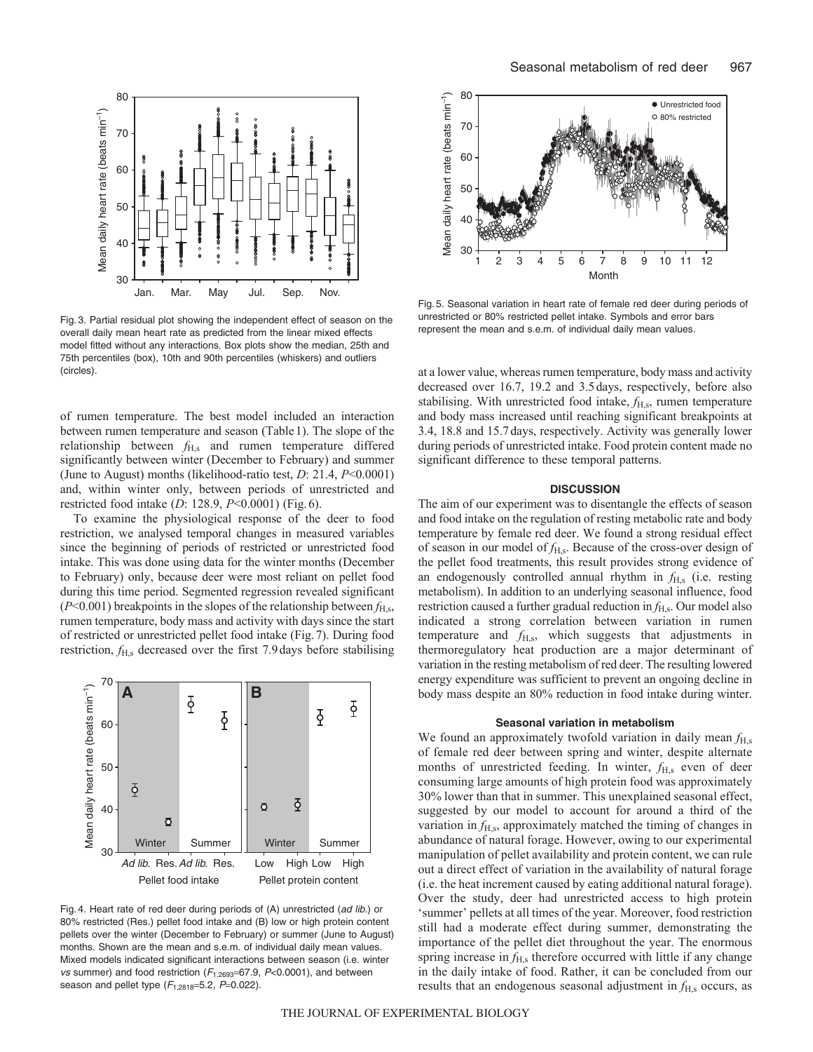Fig. 3. Partial residual plot showing the independent effect of season on the overall daily mean heart rate as predicted from the linear mixed effects model fitted without any interactions. Box plots show the median, 25th and 75th percentiles (box), 10th and 90th percentiles (whiskers) and outliers (circles).

Fig. 5. Seasonal variation in heart rate of female red deer during periods of unrestricted or 80% restricted pellet intake. Symbols and error bars represent the mean and s.e.m. of individual daily mean values.

of rumen temperature. The best model included an interaction between rumen temperature and season (Table 1). The slope of the relationship between $f_{H,s}$ and rumen temperature differed significantly between winter (December to February) and summer (June to August) months (likelihood-ratio test, $D$: 21.4, $P<0.0001$) and, within winter only, between periods of unrestricted and restricted food intake ($D$: 128.9, $P<0.0001$) (Fig. 6).

To examine the physiological response of the deer to food restriction, we analysed temporal changes in measured variables since the beginning of periods of restricted or unrestricted food intake. This was done using data for the winter months (December to February) only, because deer were most reliant on pellet food during this time period. Segmented regression revealed significant ($P<0.001$) breakpoints in the slopes of the relationship between $f_{H,s}$, rumen temperature, body mass and activity with days since the start of restricted or unrestricted pellet food intake (Fig. 7). During food restriction, $f_{H,s}$ decreased over the first 7.9 days before stabilising at a lower value, whereas rumen temperature, body mass and activity decreased over 16.7, 19.2 and 3.5 days, respectively, before also stabilising. With unrestricted food intake, $f_{H,s}$, rumen temperature and body mass increased until reaching significant breakpoints at 3.4, 18.8 and 15.7 days, respectively. Activity was generally lower during periods of unrestricted intake. Food protein content made no significant difference to these temporal patterns.

Fig. 4. Heart rate of red deer during periods of (A) unrestricted (*ad lib.*) or 80% restricted (Res.) pellet food intake and (B) low or high protein content pellets over the winter (December to February) or summer (June to August) months. Shown are the mean and s.e.m. of individual daily mean values. Mixed models indicated significant interactions between season (i.e. winter *vs* summer) and food restriction ($F_{1,2693}$=67.9, $P<0.0001$), and between season and pellet type ($F_{1,2818}$=5.2, $P$=0.022).

## DISCUSSION

The aim of our experiment was to disentangle the effects of season and food intake on the regulation of resting metabolic rate and body temperature by female red deer. We found a strong residual effect of season in our model of $f_{H,s}$. Because of the cross-over design of the pellet food treatments, this result provides strong evidence of an endogenously controlled annual rhythm in $f_{H,s}$ (i.e. resting metabolism). In addition to an underlying seasonal influence, food restriction caused a further gradual reduction in $f_{H,s}$. Our model also indicated a strong correlation between variation in rumen temperature and $f_{H,s}$, which suggests that adjustments in thermoregulatory heat production are a major determinant of variation in the resting metabolism of red deer. The resulting lowered energy expenditure was sufficient to prevent an ongoing decline in body mass despite an 80% reduction in food intake during winter.

### Seasonal variation in metabolism

We found an approximately twofold variation in daily mean $f_{H,s}$ of female red deer between spring and winter, despite alternate months of unrestricted feeding. In winter, $f_{H,s}$ even of deer consuming large amounts of high protein food was approximately 30% lower than that in summer. This unexplained seasonal effect, suggested by our model to account for around a third of the variation in $f_{H,s}$, approximately matched the timing of changes in abundance of natural forage. However, owing to our experimental manipulation of pellet availability and protein content, we can rule out a direct effect of variation in the availability of natural forage (i.e. the heat increment caused by eating additional natural forage). Over the study, deer had unrestricted access to high protein 'summer' pellets at all times of the year. Moreover, food restriction still had a moderate effect during summer, demonstrating the importance of the pellet diet throughout the year. The enormous spring increase in $f_{H,s}$ therefore occurred with little if any change in the daily intake of food. Rather, it can be concluded from our results that an endogenous seasonal adjustment in $f_{H,s}$ occurs, as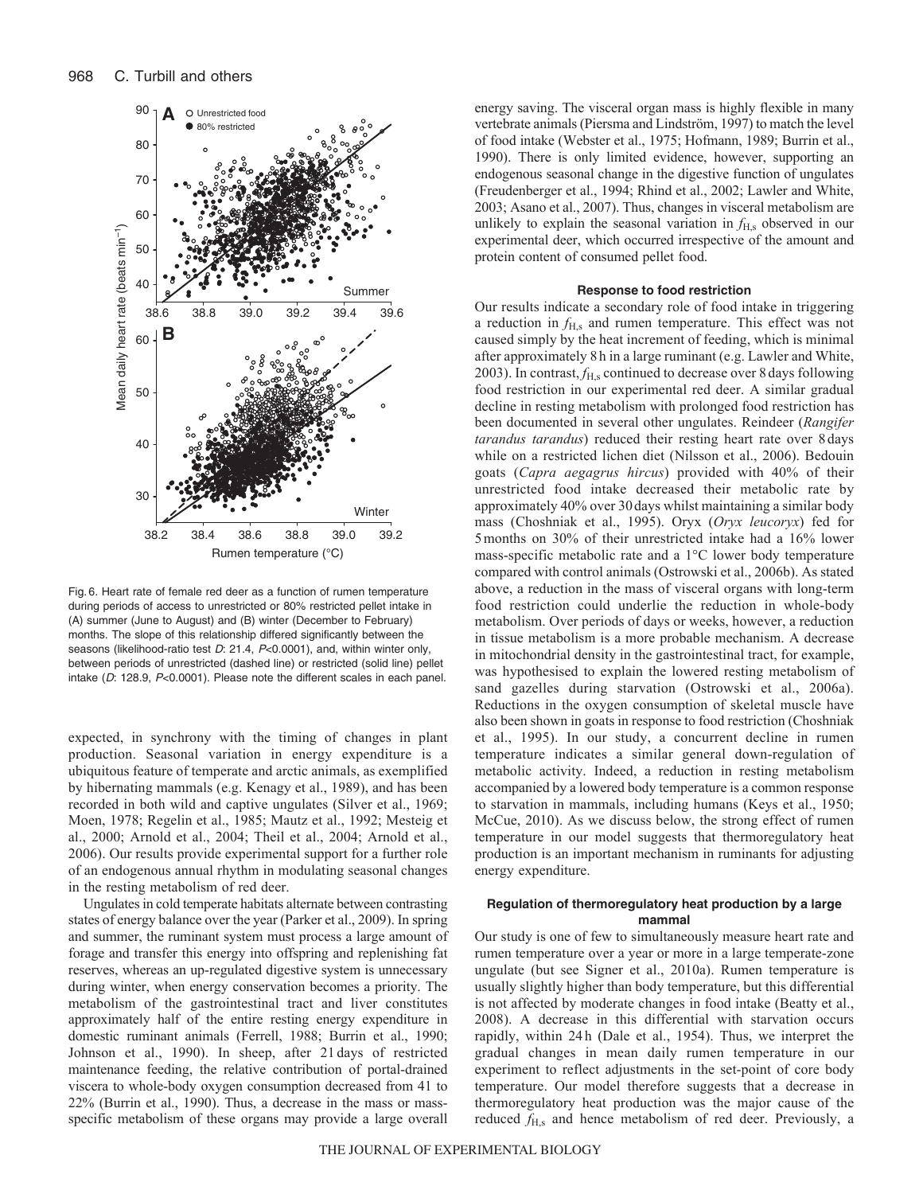Fig. 6. Heart rate of female red deer as a function of rumen temperature during periods of access to unrestricted or 80% restricted pellet intake in (A) summer (June to August) and (B) winter (December to February) months. The slope of this relationship differed significantly between the seasons (likelihood-ratio test *D*: 21.4, *P*<0.0001), and, within winter only, between periods of unrestricted (dashed line) or restricted (solid line) pellet intake (*D*: 128.9, *P*<0.0001). Please note the different scales in each panel.

expected, in synchrony with the timing of changes in plant production. Seasonal variation in energy expenditure is a ubiquitous feature of temperate and arctic animals, as exemplified by hibernating mammals (e.g. Kenagy et al., 1989), and has been recorded in both wild and captive ungulates (Silver et al., 1969; Moen, 1978; Regelin et al., 1985; Mautz et al., 1992; Mesteig et al., 2000; Arnold et al., 2004; Theil et al., 2004; Arnold et al., 2006). Our results provide experimental support for a further role of an endogenous annual rhythm in modulating seasonal changes in the resting metabolism of red deer.

Ungulates in cold temperate habitats alternate between contrasting states of energy balance over the year (Parker et al., 2009). In spring and summer, the ruminant system must process a large amount of forage and transfer this energy into offspring and replenishing fat reserves, whereas an up-regulated digestive system is unnecessary during winter, when energy conservation becomes a priority. The metabolism of the gastrointestinal tract and liver constitutes approximately half of the entire resting energy expenditure in domestic ruminant animals (Ferrell, 1988; Burrin et al., 1990; Johnson et al., 1990). In sheep, after 21 days of restricted maintenance feeding, the relative contribution of portal-drained viscera to whole-body oxygen consumption decreased from 41 to 22% (Burrin et al., 1990). Thus, a decrease in the mass or mass-specific metabolism of these organs may provide a large overall energy saving. The visceral organ mass is highly flexible in many vertebrate animals (Piersma and Lindström, 1997) to match the level of food intake (Webster et al., 1975; Hofmann, 1989; Burrin et al., 1990). There is only limited evidence, however, supporting an endogenous seasonal change in the digestive function of ungulates (Freudenberger et al., 1994; Rhind et al., 2002; Lawler and White, 2003; Asano et al., 2007). Thus, changes in visceral metabolism are unlikely to explain the seasonal variation in $f_{H,s}$ observed in our experimental deer, which occurred irrespective of the amount and protein content of consumed pellet food.

### Response to food restriction

Our results indicate a secondary role of food intake in triggering a reduction in $f_{H,s}$ and rumen temperature. This effect was not caused simply by the heat increment of feeding, which is minimal after approximately 8 h in a large ruminant (e.g. Lawler and White, 2003). In contrast, $f_{H,s}$ continued to decrease over 8 days following food restriction in our experimental red deer. A similar gradual decline in resting metabolism with prolonged food restriction has been documented in several other ungulates. Reindeer (*Rangifer tarandus tarandus*) reduced their resting heart rate over 8 days while on a restricted lichen diet (Nilsson et al., 2006). Bedouin goats (*Capra aegagrus hircus*) provided with 40% of their unrestricted food intake decreased their metabolic rate by approximately 40% over 30 days whilst maintaining a similar body mass (Choshniak et al., 1995). Oryx (*Oryx leucoryx*) fed for 5 months on 30% of their unrestricted intake had a 16% lower mass-specific metabolic rate and a 1°C lower body temperature compared with control animals (Ostrowski et al., 2006b). As stated above, a reduction in the mass of visceral organs with long-term food restriction could underlie the reduction in whole-body metabolism. Over periods of days or weeks, however, a reduction in tissue metabolism is a more probable mechanism. A decrease in mitochondrial density in the gastrointestinal tract, for example, was hypothesised to explain the lowered resting metabolism of sand gazelles during starvation (Ostrowski et al., 2006a). Reductions in the oxygen consumption of skeletal muscle have also been shown in goats in response to food restriction (Choshniak et al., 1995). In our study, a concurrent decline in rumen temperature indicates a similar general down-regulation of metabolic activity. Indeed, a reduction in resting metabolism accompanied by a lowered body temperature is a common response to starvation in mammals, including humans (Keys et al., 1950; McCue, 2010). As we discuss below, the strong effect of rumen temperature in our model suggests that thermoregulatory heat production is an important mechanism in ruminants for adjusting energy expenditure.

### Regulation of thermoregulatory heat production by a large mammal

Our study is one of few to simultaneously measure heart rate and rumen temperature over a year or more in a large temperate-zone ungulate (but see Signer et al., 2010a). Rumen temperature is usually slightly higher than body temperature, but this differential is not affected by moderate changes in food intake (Beatty et al., 2008). A decrease in this differential with starvation occurs rapidly, within 24 h (Dale et al., 1954). Thus, we interpret the gradual changes in mean daily rumen temperature in our experiment to reflect adjustments in the set-point of core body temperature. Our model therefore suggests that a decrease in thermoregulatory heat production was the major cause of the reduced $f_{H,s}$ and hence metabolism of red deer. Previously, a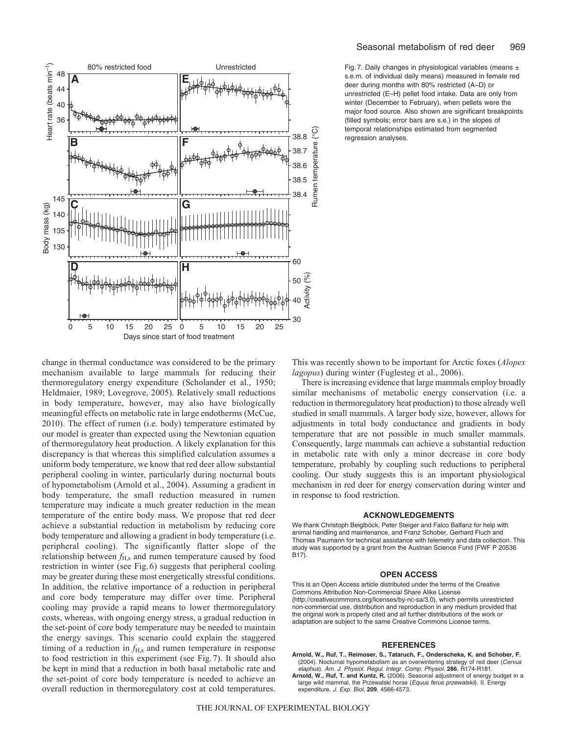80% restricted food

Unrestricted

Heart rate (beats min$^{-1}$)

48

44

40

36

A

E

B

F

38.8

38.7

38.6

38.5

38.4

Rumen temperature (°C)

145

140

135

130

Body mass (kg)

C

G

D

H

60

50

40

30

Activity (%)

0 5 10 15 20 25 0 5 10 15 20 25

Days since start of food treatment

Fig. 7. Daily changes in physiological variables (means ± s.e.m. of individual daily means) measured in female red deer during months with 80% restricted (A–D) or unrestricted (E–H) pellet food intake. Data are only from winter (December to February), when pellets were the major food source. Also shown are significant breakpoints (filled symbols; error bars are s.e.) in the slopes of temporal relationships estimated from segmented regression analyses.

change in thermal conductance was considered to be the primary mechanism available to large mammals for reducing their thermoregulatory energy expenditure (Scholander et al., 1950; Heldmaier, 1989; Lovegrove, 2005). Relatively small reductions in body temperature, however, may also have biologically meaningful effects on metabolic rate in large endotherms (McCue, 2010). The effect of rumen (i.e. body) temperature estimated by our model is greater than expected using the Newtonian equation of thermoregulatory heat production. A likely explanation for this discrepancy is that whereas this simplified calculation assumes a uniform body temperature, we know that red deer allow substantial peripheral cooling in winter, particularly during nocturnal bouts of hypometabolism (Arnold et al., 2004). Assuming a gradient in body temperature, the small reduction measured in rumen temperature may indicate a much greater reduction in the mean temperature of the entire body mass. We propose that red deer achieve a substantial reduction in metabolism by reducing core body temperature and allowing a gradient in body temperature (i.e. peripheral cooling). The significantly flatter slope of the relationship between $f_{H,s}$ and rumen temperature caused by food restriction in winter (see Fig. 6) suggests that peripheral cooling may be greater during these most energetically stressful conditions. In addition, the relative importance of a reduction in peripheral and core body temperature may differ over time. Peripheral cooling may provide a rapid means to lower thermoregulatory costs, whereas, with ongoing energy stress, a gradual reduction in the set-point of core body temperature may be needed to maintain the energy savings. This scenario could explain the staggered timing of a reduction in $f_{H,s}$ and rumen temperature in response to food restriction in this experiment (see Fig. 7). It should also be kept in mind that a reduction in both basal metabolic rate and the set-point of core body temperature is needed to achieve an overall reduction in thermoregulatory cost at cold temperatures. This was recently shown to be important for Arctic foxes (*Alopex lagopus*) during winter (Fuglesteg et al., 2006).

There is increasing evidence that large mammals employ broadly similar mechanisms of metabolic energy conservation (i.e. a reduction in thermoregulatory heat production) to those already well studied in small mammals. A larger body size, however, allows for adjustments in total body conductance and gradients in body temperature that are not possible in much smaller mammals. Consequently, large mammals can achieve a substantial reduction in metabolic rate with only a minor decrease in core body temperature, probably by coupling such reductions to peripheral cooling. Our study suggests this is an important physiological mechanism in red deer for energy conservation during winter and in response to food restriction.

## ACKNOWLEDGEMENTS

We thank Christoph Beiglböck, Peter Steiger and Falco Balfanz for help with animal handling and maintenance, and Franz Schober, Gerhard Fluch and Thomas Paumann for technical assistance with telemetry and data collection. This study was supported by a grant from the Austrian Science Fund (FWF P 20536 B17).

## OPEN ACCESS

This is an Open Access article distributed under the terms of the Creative Commons Attribution Non-Commercial Share Alike License (http://creativecommons.org/licenses/by-nc-sa/3.0), which permits unrestricted non-commercial use, distribution and reproduction in any medium provided that the original work is properly cited and all further distributions of the work or adaptation are subject to the same Creative Commons License terms.

## REFERENCES

**Arnold, W., Ruf, T., Reimoser, S., Tataruch, F., Onderscheka, K. and Schober, F.** (2004). Nocturnal hypometabolism as an overwintering strategy of red deer (*Cervus elaphus*). *Am. J. Physiol. Regul. Integr. Comp. Physiol.* **286**, R174-R181.

**Arnold, W., Ruf, T. and Kuntz, R.** (2006). Seasonal adjustment of energy budget in a large wild mammal, the Przewalski horse (*Equus ferus przewalskii*). II. Energy expenditure. *J. Exp. Biol.* **209**, 4566-4573.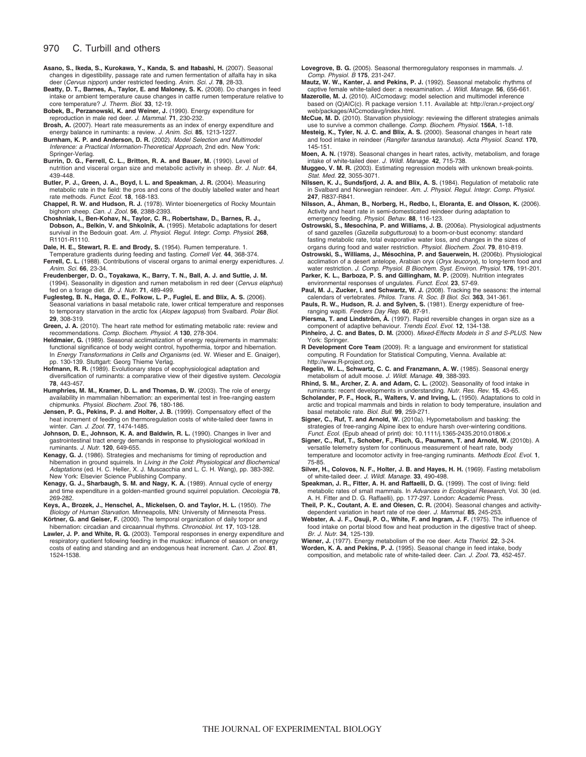**Asano, S., Ikeda, S., Kurokawa, Y., Kanda, S. and Itabashi, H.** (2007). Seasonal changes in digestibility, passage rate and rumen fermentation of alfalfa hay in sika deer (*Cervus nippon*) under restricted feeding. *Anim. Sci. J.* **78**, 28-33.

**Beatty, D. T., Barnes, A., Taylor, E. and Maloney, S. K.** (2008). Do changes in feed intake or ambient temperature cause changes in cattle rumen temperature relative to core temperature? *J. Therm. Biol.* **33**, 12-19.

**Bobek, B., Perzanowski, K. and Weiner, J.** (1990). Energy expenditure for reproduction in male red deer. *J. Mammal.* **71**, 230-232.

**Brosh, A.** (2007). Heart rate measurements as an index of energy expenditure and energy balance in ruminants: a review. *J. Anim. Sci.* **85**, 1213-1227.

**Burnham, K. P. and Anderson, D. R.** (2002). *Model Selection and Multimodel Inference: a Practical Information-Theoretical Approach*, 2nd edn. New York: Springer-Verlag.

**Burrin, D. G., Ferrell, C. L., Britton, R. A. and Bauer, M.** (1990). Level of nutrition and visceral organ size and metabolic activity in sheep. *Br. J. Nutr.* **64**, 439-448.

**Butler, P. J., Green, J. A., Boyd, I. L. and Speakman, J. R.** (2004). Measuring metabolic rate in the field: the pros and cons of the doubly labelled water and heart rate methods. *Funct. Ecol.* **18**, 168-183.

**Chappel, R. W. and Hudson, R. J.** (1978). Winter bioenergetics of Rocky Mountain bighorn sheep. *Can. J. Zool.* **56**, 2388-2393.

**Choshniak, I., Ben-Kohav, N., Taylor, C. R., Robertshaw, D., Barnes, R. J., Dobson, A., Belkin, V. and Shkolnik, A.** (1995). Metabolic adaptations for desert survival in the Bedouin goat. *Am. J. Physiol. Regul. Integr. Comp. Physiol.* **268**, R1101-R1110.

**Dale, H. E., Stewart, R. E. and Brody, S.** (1954). Rumen temperature. 1. Temperature gradients during feeding and fasting. *Cornell Vet.* **44**, 368-374.

**Ferrell, C. L.** (1988). Contributions of visceral organs to animal energy expenidtures. *J. Anim. Sci.* **66**, 23-34.

**Freudenberger, D. O., Toyakawa, K., Barry, T. N., Ball, A. J. and Suttie, J. M.** (1994). Seasonality in digestion and rumen metabolism in red deer (*Cervus elaphus*) fed on a forage diet. *Br. J. Nutr.* **71**, 489-499.

**Fuglesteg, B. N., Haga, Ø. E., Folkow, L. P., Fuglei, E. and Blix, A. S.** (2006). Seasonal variations in basal metabolic rate, lower critical temperature and responses to temporary starvation in the arctic fox (*Alopex lagopus*) from Svalbard. *Polar Biol.* **29**, 308-319.

**Green, J. A.** (2010). The heart rate method for estimating metabolic rate: review and recommendations. *Comp. Biochem. Physiol. A* **130**, 278-304.

**Heldmaier, G.** (1989). Seasonal acclimatization of energy requirements in mammals: functional significance of body weight control, hypothermia, torpor and hibernation. In *Energy Transformations in Cells and Organisms* (ed. W. Wieser and E. Gnaiger), pp. 130-139. Stuttgart: Georg Thieme Verlag.

**Hofmann, R. R.** (1989). Evolutionary steps of ecophysiological adaptation and diversification of ruminants: a comparative view of their digestive system. *Oecologia* **78**, 443-457.

**Humphries, M. M., Kramer, D. L. and Thomas, D. W.** (2003). The role of energy availability in mammalian hibernation: an experimental test in free-ranging eastern chipmunks. *Physiol. Biochem. Zool.* **76**, 180-186.

**Jensen, P. G., Pekins, P. J. and Holter, J. B.** (1999). Compensatory effect of the heat increment of feeding on thermoregulation costs of white-tailed deer fawns in winter. *Can. J. Zool.* **77**, 1474-1485.

**Johnson, D. E., Johnson, K. A. and Baldwin, R. L.** (1990). Changes in liver and gastrointestinal tract energy demands in response to physiological workload in ruminants. *J. Nutr.* **120**, 649-655.

**Kenagy, G. J.** (1986). Strategies and mechanisms for timing of reproduction and hibernation in ground squirrels. In *Living in the Cold: Physiological and Biochemical Adaptations* (ed. H. C. Heller, X. J. Muscacchia and L. C. H. Wang), pp. 383-392. New York: Elsevier Science Publishing Company.

**Kenagy, G. J., Sharbaugh, S. M. and Nagy, K. A.** (1989). Annual cycle of energy and time expenditure in a golden-mantled ground squirrel population. *Oecologia* **78**, 269-282.

**Keys, A., Brozek, J., Henschel, A., Mickelsen, O. and Taylor, H. L.** (1950). *The Biology of Human Starvation*. Minneapolis, MN: University of Minnesota Press.

**Körtner, G. and Geiser, F.** (2000). The temporal organization of daily torpor and hibernation: circadian and circaannual rhythms. *Chronobiol. Int.* **17**, 103-128.

**Lawler, J. P. and White, R. G.** (2003). Temporal responses in energy expenditure and respiratory quotient following feeding in the muskox: influence of season on energy costs of eating and standing and an endogenous heat increment. *Can. J. Zool.* **81**, 1524-1538.

**Lovegrove, B. G.** (2005). Seasonal thermoregulatory responses in mammals. *J. Comp. Physiol. B* **175**, 231-247.

**Mautz, W. W., Kanter, J. and Pekins, P. J.** (1992). Seasonal metabolic rhythms of captive female white-tailed deer: a reexamination. *J. Wildl. Manage.* **56**, 656-661.

**Mazerolle, M. J.** (2010). AICcmodavg: model selection and multimodel inference based on (Q)AIC(c). R package version 1.11. Available at: http://cran.r-project.org/web/packages/AICcmodavg/index.html.

**McCue, M. D.** (2010). Starvation physiology: reviewing the different strategies animals use to survive a common challenge. *Comp. Biochem. Physiol.* **156A**, 1-18.

**Mesteig, K., Tyler, N. J. C. and Blix, A. S.** (2000). Seasonal changes in heart rate and food intake in reindeer (*Rangifer tarandus tarandus*). *Acta Physiol. Scand.* **170**, 145-151.

**Moen, A. N.** (1978). Seasonal changes in heart rates, activity, metabolism, and forage intake of white-tailed deer. *J. Wildl. Manage.* **42**, 715-738.

**Muggeo, V. M. R.** (2003). Estimating regression models with unknown break-points. *Stat. Med.* **22**, 3055-3071.

**Nilssen, K. J., Sundsfjord, J. A. and Blix, A. S.** (1984). Regulation of metabolic rate in Svalbard and Norwegian reindeer. *Am. J. Physiol. Regul. Integr. Comp. Physiol.* **247**, R837-R841.

**Nilsson, A., Åhman, B., Norberg, H., Redbo, I., Eloranta, E. and Olsson, K.** (2006). Activity and heart rate in semi-domesticated reindeer during adaptation to emergency feeding. *Physiol. Behav.* **88**, 116-123.

**Ostrowski, S., Mesochina, P. and Williams, J. B.** (2006a). Physiological adjustments of sand gazelles (*Gazella subgutturosa*) to a boom-or-bust economy: standard fasting metabolic rate, total evaporative water loss, and changes in the sizes of organs during food and water restriction. *Physiol. Biochem. Zool.* **79**, 810-819.

**Ostrowski, S., Williams, J., Mésochina, P. and Sauerwein, H.** (2006b). Physiological acclimation of a desert antelope, Arabian oryx (*Oryx leucoryx*), to long-term food and water restriction. *J. Comp. Physiol. B Biochem. Syst. Environ. Physiol.* **176**, 191-201.

**Parker, K. L., Barboza, P. S. and Gillingham, M. P.** (2009). Nutrition integrates environmental responses of ungulates. *Funct. Ecol.* **23**, 57-69.

**Paul, M. J., Zucker, I. and Schwartz, W. J.** (2008). Tracking the seasons: the internal calendars of vertebrates. *Philos. Trans. R. Soc. B Biol. Sci.* **363**, 341-361.

**Pauls, R. W., Hudson, R. J. and Sylven, S.** (1981). Energy expenditure of free-ranging wapiti. *Feeders Day Rep.* **60**, 87-91.

**Piersma, T. and Lindström, Å.** (1997). Rapid reversible changes in organ size as a component of adaptive behaviour. *Trends Ecol. Evol.* **12**, 134-138.

**Pinheiro, J. C. and Bates, D. M.** (2000). *Mixed-Effects Models in S and S-PLUS*. New York: Springer.

**R Development Core Team** (2009). R: a language and environment for statistical computing. R Foundation for Statistical Computing, Vienna. Available at: http://www.R-project.org.

**Regelin, W. L., Schwartz, C. C. and Franzmann, A. W.** (1985). Seasonal energy metabolism of adult moose. *J. Wildl. Manage.* **49**, 388-393.

**Rhind, S. M., Archer, Z. A. and Adam, C. L.** (2002). Seasonality of food intake in ruminants: recent developments in understanding. *Nutr. Res. Rev.* **15**, 43-65.

**Scholander, P. F., Hock, R., Walters, V. and Irving, L.** (1950). Adaptations to cold in arctic and tropical mammals and birds in relation to body temperature, insulation and basal metabolic rate. *Biol. Bull.* **99**, 259-271.

**Signer, C., Ruf, T. and Arnold, W.** (2010a). Hypometabolism and basking: the strategies of free-ranging Alpine ibex to endure harsh over-wintering conditions. *Funct. Ecol.* (Epub ahead of print) doi: 10.1111/j.1365-2435.2010.01806.x

**Signer, C., Ruf, T., Schober, F., Fluch, G., Paumann, T. and Arnold, W.** (2010b). A versatile telemetry system for continuous measurement of heart rate, body temperature and locomotor activity in free-ranging ruminants. *Methods Ecol. Evol.* **1**, 75-85.

**Silver, H., Colovos, N. F., Holter, J. B. and Hayes, H. H.** (1969). Fasting metabolism of white-tailed deer. *J. Wildl. Manage.* **33**, 490-498.

**Speakman, J. R., Fitter, A. H. and Raffaelli, D. G.** (1999). The cost of living: field metabolic rates of small mammals. In *Advances in Ecological Research*, Vol. 30 (ed. A. H. Fitter and D. G. Raffaelli), pp. 177-297. London: Academic Press.

**Theil, P. K., Coutant, A. E. and Olesen, C. R.** (2004). Seasonal changes and activity-dependent variation in heart rate of roe deer. *J. Mammal.* **85**, 245-253.

**Webster, A. J. F., Osuji, P. O., White, F. and Ingram, J. F.** (1975). The influence of food intake on portal blood flow and heat production in the digestive tract of sheep. *Br. J. Nutr.* **34**, 125-139.

**Wiener, J.** (1977). Energy metabolism of the roe deer. *Acta Theriol.* **22**, 3-24.

**Worden, K. A. and Pekins, P. J.** (1995). Seasonal change in feed intake, body composition, and metabolic rate of white-tailed deer. *Can. J. Zool.* **73**, 452-457.